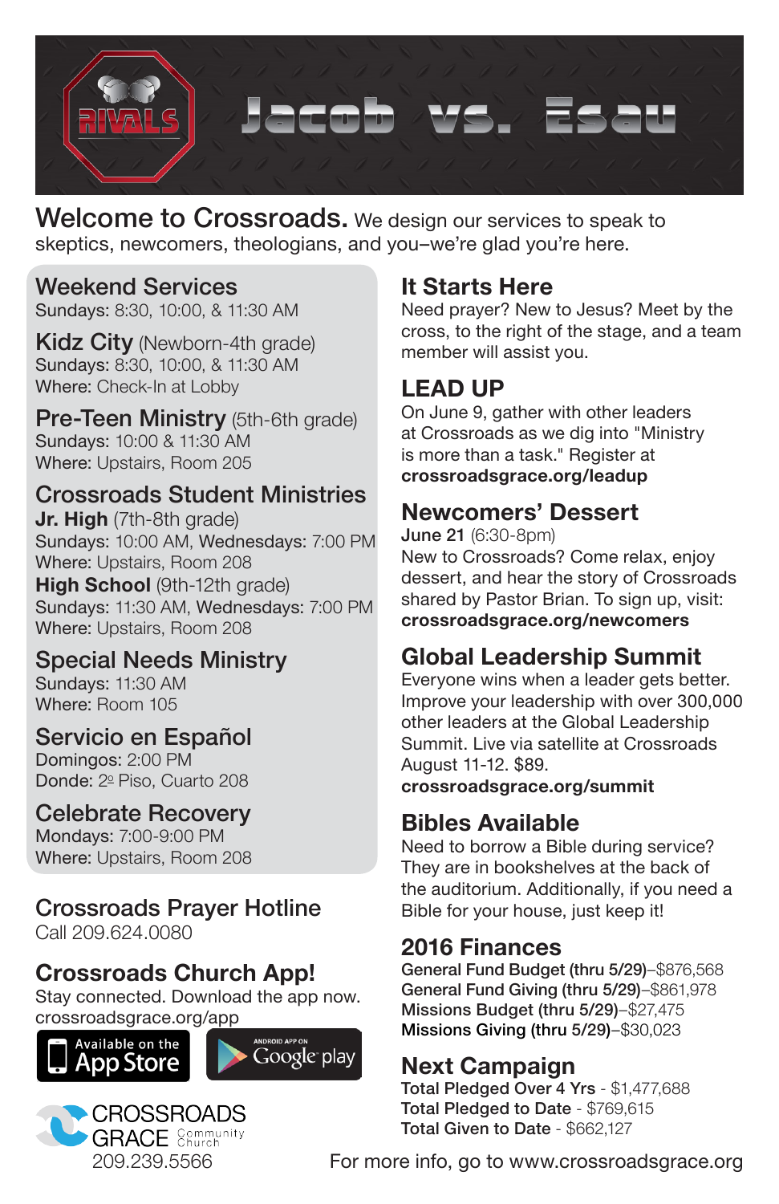# RIVALS Jacob vs. Esau

**Welcome to Crossroads.** We design our services to speak to skeptics, newcomers, theologians, and you–we're glad you're here.

## Weekend Services
Sundays: 8:30, 10:00, & 11:30 AM

## Kidz City (Newborn-4th grade)
Sundays: 8:30, 10:00, & 11:30 AM
Where: Check-In at Lobby

## Pre-Teen Ministry (5th-6th grade)
Sundays: 10:00 & 11:30 AM
Where: Upstairs, Room 205

## Crossroads Student Ministries
**Jr. High** (7th-8th grade)
Sundays: 10:00 AM, Wednesdays: 7:00 PM
Where: Upstairs, Room 208
**High School** (9th-12th grade)
Sundays: 11:30 AM, Wednesdays: 7:00 PM
Where: Upstairs, Room 208

## Special Needs Ministry
Sundays: 11:30 AM
Where: Room 105

## Servicio en Español
Domingos: 2:00 PM
Donde: 2º Piso, Cuarto 208

## Celebrate Recovery
Mondays: 7:00-9:00 PM
Where: Upstairs, Room 208

## Crossroads Prayer Hotline
Call 209.624.0080

## Crossroads Church App!
Stay connected. Download the app now.
crossroadsgrace.org/app

Available on the App Store | Android App on Google play

CROSSROADS GRACE Community Church
209.239.5566

## It Starts Here
Need prayer? New to Jesus? Meet by the cross, to the right of the stage, and a team member will assist you.

## LEAD UP
On June 9, gather with other leaders at Crossroads as we dig into "Ministry is more than a task." Register at **crossroadsgrace.org/leadup**

## Newcomers' Dessert
**June 21** (6:30-8pm)
New to Crossroads? Come relax, enjoy dessert, and hear the story of Crossroads shared by Pastor Brian. To sign up, visit: **crossroadsgrace.org/newcomers**

## Global Leadership Summit
Everyone wins when a leader gets better. Improve your leadership with over 300,000 other leaders at the Global Leadership Summit. Live via satellite at Crossroads August 11-12. $89.
**crossroadsgrace.org/summit**

## Bibles Available
Need to borrow a Bible during service? They are in bookshelves at the back of the auditorium. Additionally, if you need a Bible for your house, just keep it!

## 2016 Finances
**General Fund Budget (thru 5/29)**–$876,568
**General Fund Giving (thru 5/29)**–$861,978
**Missions Budget (thru 5/29)**–$27,475
**Missions Giving (thru 5/29)**–$30,023

## Next Campaign
**Total Pledged Over 4 Yrs** - $1,477,688
**Total Pledged to Date** - $769,615
**Total Given to Date** - $662,127

For more info, go to www.crossroadsgrace.org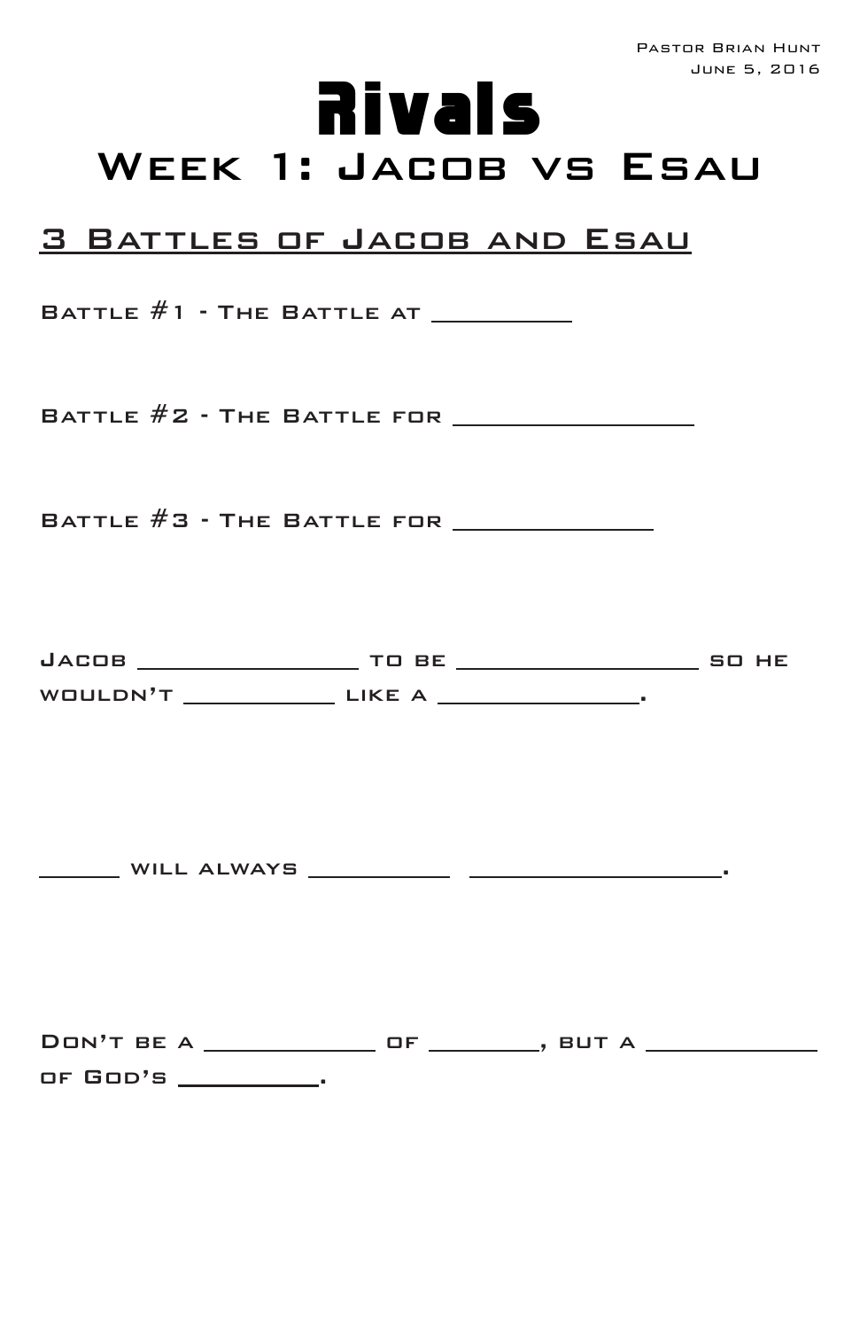Pastor Brian Hunt
June 5, 2016

# Rivals

## Week 1: Jacob vs Esau

## 3 Battles of Jacob and Esau

Battle #1 - The Battle at __________

Battle #2 - The Battle for ________________

Battle #3 - The Battle for ______________

Jacob ________________ to be __________________ so he wouldn't ___________ like a ______________.

______ will always __________ __________________.

Don't be a ____________ of ________, but a ____________ of God's __________.